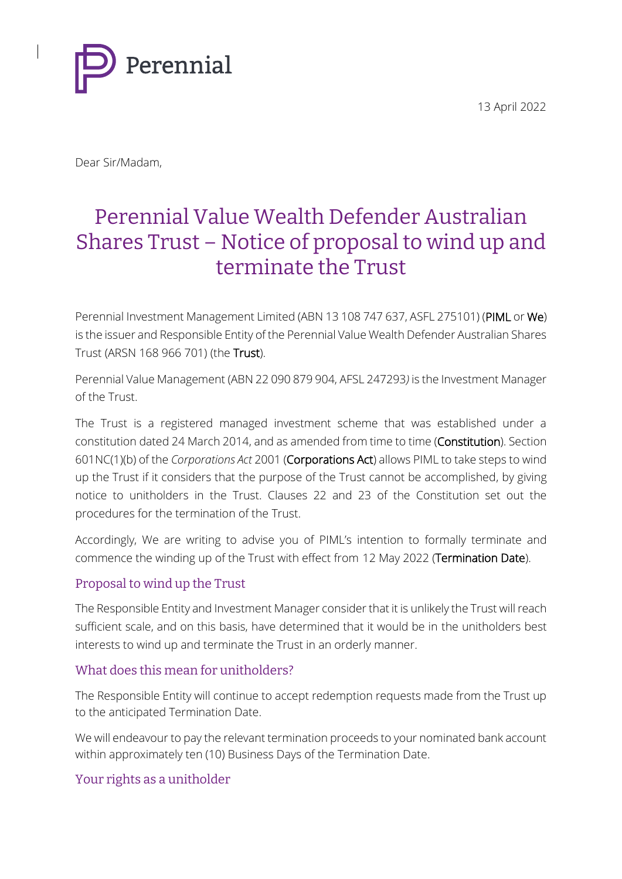Perennial

13 April 2022

Dear Sir/Madam,

# Perennial Value Wealth Defender Australian Shares Trust – Notice of proposal to wind up and terminate the Trust

Perennial Investment Management Limited (ABN 13 108 747 637, ASFL 275101) (**PIML** or **We**) is the issuer and Responsible Entity of the Perennial Value Wealth Defender Australian Shares Trust (ARSN 168 966 701) (the **Trust**).

Perennial Value Management (ABN 22 090 879 904, AFSL 247293*)* is the Investment Manager of the Trust.

The Trust is a registered managed investment scheme that was established under a constitution dated 24 March 2014, and as amended from time to time (**Constitution**). Section 601NC(1)(b) of the *Corporations Act* 2001 (**Corporations Act**) allows PIML to take steps to wind up the Trust if it considers that the purpose of the Trust cannot be accomplished, by giving notice to unitholders in the Trust. Clauses 22 and 23 of the Constitution set out the procedures for the termination of the Trust.

Accordingly, We are writing to advise you of PIML's intention to formally terminate and commence the winding up of the Trust with effect from 12 May 2022 (**Termination Date**).

## Proposal to wind up the Trust

The Responsible Entity and Investment Manager consider that it is unlikely the Trust will reach sufficient scale, and on this basis, have determined that it would be in the unitholders best interests to wind up and terminate the Trust in an orderly manner.

## What does this mean for unitholders?

The Responsible Entity will continue to accept redemption requests made from the Trust up to the anticipated Termination Date.

We will endeavour to pay the relevant termination proceeds to your nominated bank account within approximately ten (10) Business Days of the Termination Date.

## Your rights as a unitholder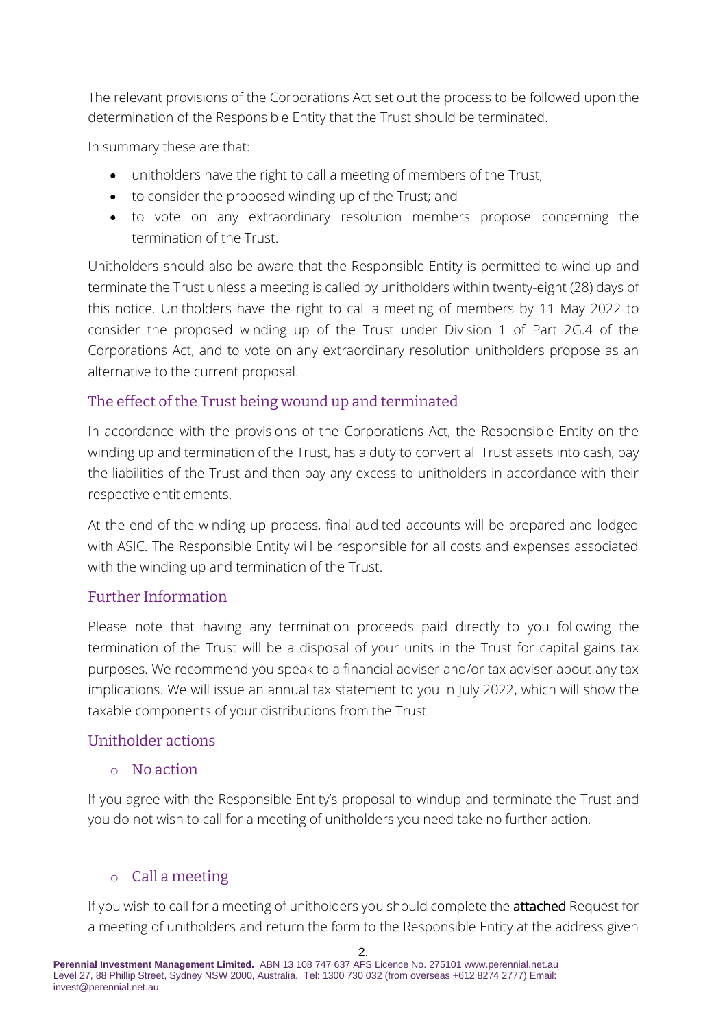The relevant provisions of the Corporations Act set out the process to be followed upon the determination of the Responsible Entity that the Trust should be terminated.

In summary these are that:

- unitholders have the right to call a meeting of members of the Trust;
- to consider the proposed winding up of the Trust; and
- to vote on any extraordinary resolution members propose concerning the termination of the Trust.

Unitholders should also be aware that the Responsible Entity is permitted to wind up and terminate the Trust unless a meeting is called by unitholders within twenty-eight (28) days of this notice. Unitholders have the right to call a meeting of members by 11 May 2022 to consider the proposed winding up of the Trust under Division 1 of Part 2G.4 of the Corporations Act, and to vote on any extraordinary resolution unitholders propose as an alternative to the current proposal.

## The effect of the Trust being wound up and terminated

In accordance with the provisions of the Corporations Act, the Responsible Entity on the winding up and termination of the Trust, has a duty to convert all Trust assets into cash, pay the liabilities of the Trust and then pay any excess to unitholders in accordance with their respective entitlements.

At the end of the winding up process, final audited accounts will be prepared and lodged with ASIC. The Responsible Entity will be responsible for all costs and expenses associated with the winding up and termination of the Trust.

## Further Information

Please note that having any termination proceeds paid directly to you following the termination of the Trust will be a disposal of your units in the Trust for capital gains tax purposes. We recommend you speak to a financial adviser and/or tax adviser about any tax implications. We will issue an annual tax statement to you in July 2022, which will show the taxable components of your distributions from the Trust.

## Unitholder actions

### No action

If you agree with the Responsible Entity's proposal to windup and terminate the Trust and you do not wish to call for a meeting of unitholders you need take no further action.

### Call a meeting

If you wish to call for a meeting of unitholders you should complete the **attached** Request for a meeting of unitholders and return the form to the Responsible Entity at the address given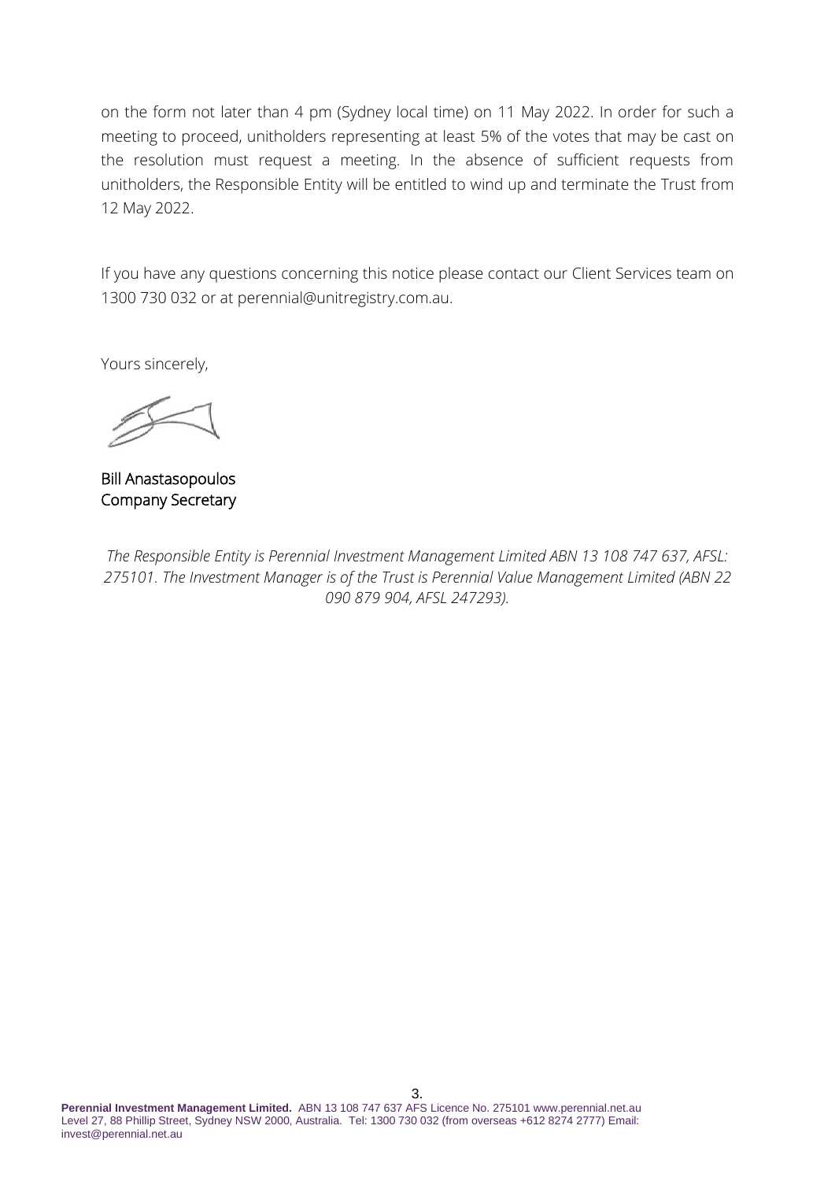on the form not later than 4 pm (Sydney local time) on 11 May 2022. In order for such a meeting to proceed, unitholders representing at least 5% of the votes that may be cast on the resolution must request a meeting. In the absence of sufficient requests from unitholders, the Responsible Entity will be entitled to wind up and terminate the Trust from 12 May 2022.

If you have any questions concerning this notice please contact our Client Services team on 1300 730 032 or at perennial@unitregistry.com.au.

Yours sincerely,

Bill Anastasopoulos
Company Secretary

*The Responsible Entity is Perennial Investment Management Limited ABN 13 108 747 637, AFSL: 275101. The Investment Manager is of the Trust is Perennial Value Management Limited (ABN 22 090 879 904, AFSL 247293).*

**Perennial Investment Management Limited.** ABN 13 108 747 637 AFS Licence No. 275101 www.perennial.net.au Level 27, 88 Phillip Street, Sydney NSW 2000, Australia. Tel: 1300 730 032 (from overseas +612 8274 2777) Email: invest@perennial.net.au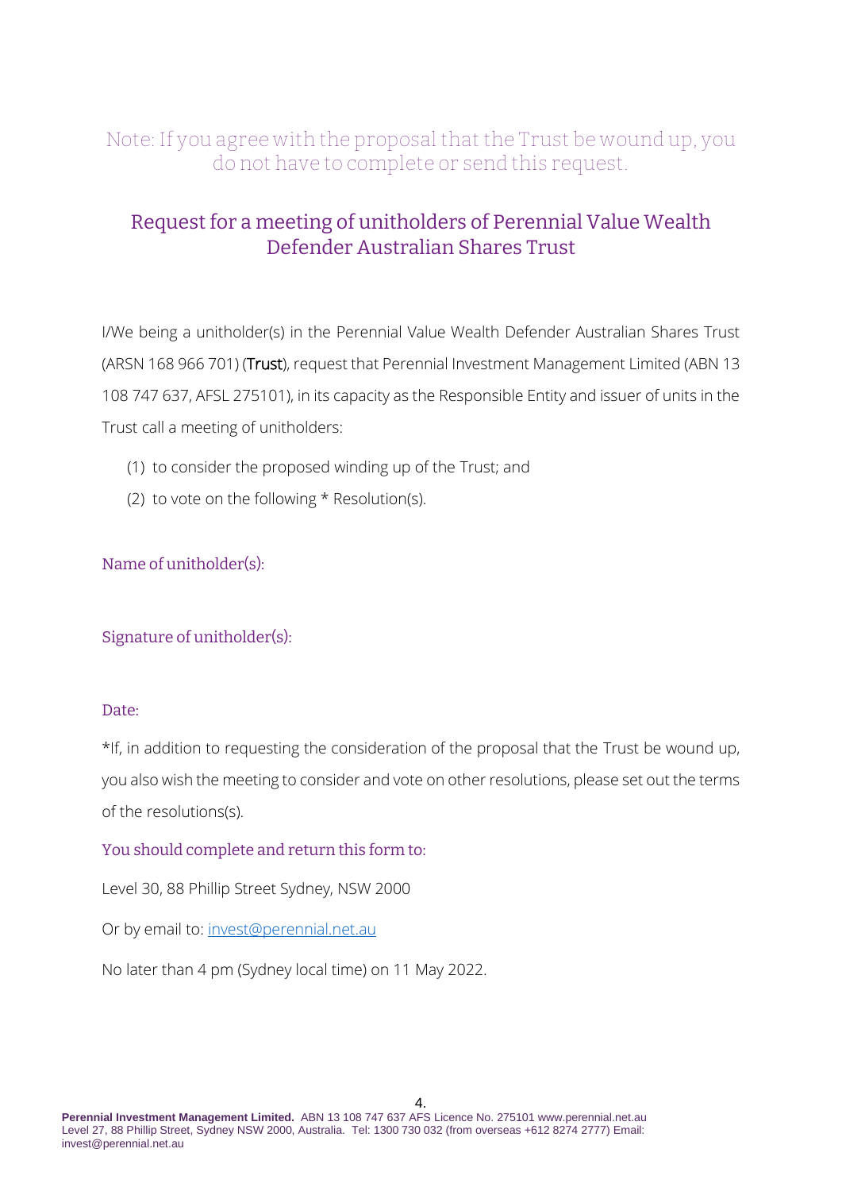Note: If you agree with the proposal that the Trust be wound up, you do not have to complete or send this request.

## Request for a meeting of unitholders of Perennial Value Wealth Defender Australian Shares Trust

I/We being a unitholder(s) in the Perennial Value Wealth Defender Australian Shares Trust (ARSN 168 966 701) (**Trust**), request that Perennial Investment Management Limited (ABN 13 108 747 637, AFSL 275101), in its capacity as the Responsible Entity and issuer of units in the Trust call a meeting of unitholders:

(1) to consider the proposed winding up of the Trust; and

(2) to vote on the following * Resolution(s).

Name of unitholder(s):

Signature of unitholder(s):

Date:

*If, in addition to requesting the consideration of the proposal that the Trust be wound up, you also wish the meeting to consider and vote on other resolutions, please set out the terms of the resolutions(s).

You should complete and return this form to:

Level 30, 88 Phillip Street Sydney, NSW 2000

Or by email to: invest@perennial.net.au

No later than 4 pm (Sydney local time) on 11 May 2022.